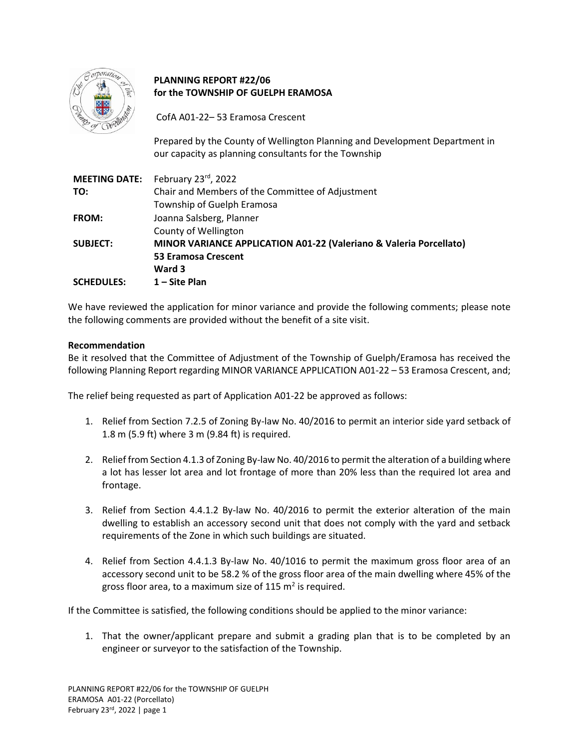**PLANNING REPORT #22/06**
**for the TOWNSHIP OF GUELPH ERAMOSA**

CofA A01-22– 53 Eramosa Crescent

Prepared by the County of Wellington Planning and Development Department in our capacity as planning consultants for the Township

| | |
|---|---|
| **MEETING DATE:** | February 23rd, 2022 |
| **TO:** | Chair and Members of the Committee of Adjustment<br>Township of Guelph Eramosa |
| **FROM:** | Joanna Salsberg, Planner<br>County of Wellington |
| **SUBJECT:** | **MINOR VARIANCE APPLICATION A01-22 (Valeriano & Valeria Porcellato)**<br>**53 Eramosa Crescent**<br>**Ward 3** |
| **SCHEDULES:** | **1 – Site Plan** |

We have reviewed the application for minor variance and provide the following comments; please note the following comments are provided without the benefit of a site visit.

**Recommendation**

Be it resolved that the Committee of Adjustment of the Township of Guelph/Eramosa has received the following Planning Report regarding MINOR VARIANCE APPLICATION A01-22 – 53 Eramosa Crescent, and;

The relief being requested as part of Application A01-22 be approved as follows:

1. Relief from Section 7.2.5 of Zoning By-law No. 40/2016 to permit an interior side yard setback of 1.8 m (5.9 ft) where 3 m (9.84 ft) is required.
2. Relief from Section 4.1.3 of Zoning By-law No. 40/2016 to permit the alteration of a building where a lot has lesser lot area and lot frontage of more than 20% less than the required lot area and frontage.
3. Relief from Section 4.4.1.2 By-law No. 40/2016 to permit the exterior alteration of the main dwelling to establish an accessory second unit that does not comply with the yard and setback requirements of the Zone in which such buildings are situated.
4. Relief from Section 4.4.1.3 By-law No. 40/1016 to permit the maximum gross floor area of an accessory second unit to be 58.2 % of the gross floor area of the main dwelling where 45% of the gross floor area, to a maximum size of 115 $m^2$ is required.

If the Committee is satisfied, the following conditions should be applied to the minor variance:

1. That the owner/applicant prepare and submit a grading plan that is to be completed by an engineer or surveyor to the satisfaction of the Township.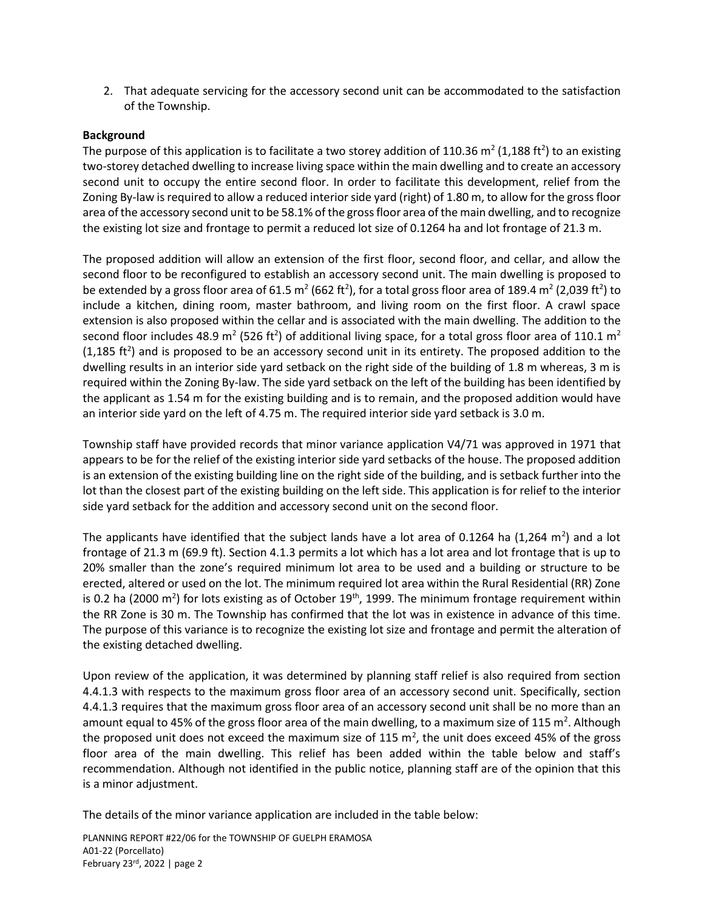2. That adequate servicing for the accessory second unit can be accommodated to the satisfaction of the Township.

**Background**

The purpose of this application is to facilitate a two storey addition of 110.36 m$^2$ (1,188 ft$^2$) to an existing two-storey detached dwelling to increase living space within the main dwelling and to create an accessory second unit to occupy the entire second floor. In order to facilitate this development, relief from the Zoning By-law is required to allow a reduced interior side yard (right) of 1.80 m, to allow for the gross floor area of the accessory second unit to be 58.1% of the gross floor area of the main dwelling, and to recognize the existing lot size and frontage to permit a reduced lot size of 0.1264 ha and lot frontage of 21.3 m.

The proposed addition will allow an extension of the first floor, second floor, and cellar, and allow the second floor to be reconfigured to establish an accessory second unit. The main dwelling is proposed to be extended by a gross floor area of 61.5 m$^2$ (662 ft$^2$), for a total gross floor area of 189.4 m$^2$ (2,039 ft$^2$) to include a kitchen, dining room, master bathroom, and living room on the first floor. A crawl space extension is also proposed within the cellar and is associated with the main dwelling. The addition to the second floor includes 48.9 m$^2$ (526 ft$^2$) of additional living space, for a total gross floor area of 110.1 m$^2$ (1,185 ft$^2$) and is proposed to be an accessory second unit in its entirety. The proposed addition to the dwelling results in an interior side yard setback on the right side of the building of 1.8 m whereas, 3 m is required within the Zoning By-law. The side yard setback on the left of the building has been identified by the applicant as 1.54 m for the existing building and is to remain, and the proposed addition would have an interior side yard on the left of 4.75 m. The required interior side yard setback is 3.0 m.

Township staff have provided records that minor variance application V4/71 was approved in 1971 that appears to be for the relief of the existing interior side yard setbacks of the house. The proposed addition is an extension of the existing building line on the right side of the building, and is setback further into the lot than the closest part of the existing building on the left side. This application is for relief to the interior side yard setback for the addition and accessory second unit on the second floor.

The applicants have identified that the subject lands have a lot area of 0.1264 ha (1,264 m$^2$) and a lot frontage of 21.3 m (69.9 ft). Section 4.1.3 permits a lot which has a lot area and lot frontage that is up to 20% smaller than the zone's required minimum lot area to be used and a building or structure to be erected, altered or used on the lot. The minimum required lot area within the Rural Residential (RR) Zone is 0.2 ha (2000 m$^2$) for lots existing as of October 19th, 1999. The minimum frontage requirement within the RR Zone is 30 m. The Township has confirmed that the lot was in existence in advance of this time. The purpose of this variance is to recognize the existing lot size and frontage and permit the alteration of the existing detached dwelling.

Upon review of the application, it was determined by planning staff relief is also required from section 4.4.1.3 with respects to the maximum gross floor area of an accessory second unit. Specifically, section 4.4.1.3 requires that the maximum gross floor area of an accessory second unit shall be no more than an amount equal to 45% of the gross floor area of the main dwelling, to a maximum size of 115 m$^2$. Although the proposed unit does not exceed the maximum size of 115 m$^2$, the unit does exceed 45% of the gross floor area of the main dwelling. This relief has been added within the table below and staff's recommendation. Although not identified in the public notice, planning staff are of the opinion that this is a minor adjustment.

The details of the minor variance application are included in the table below: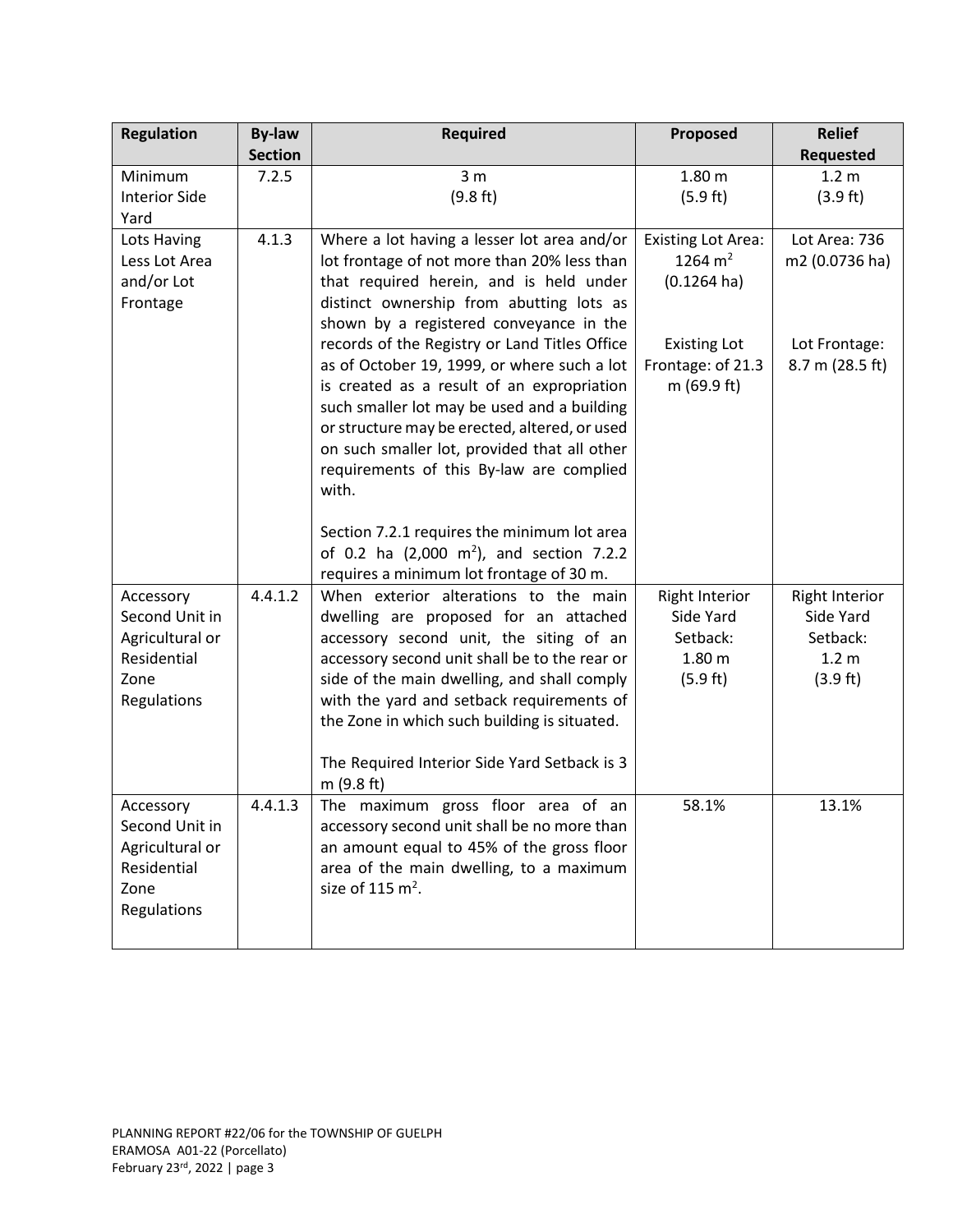| Regulation | By-law Section | Required | Proposed | Relief Requested |
|---|---|---|---|---|
| Minimum Interior Side Yard | 7.2.5 | 3 m (9.8 ft) | 1.80 m (5.9 ft) | 1.2 m (3.9 ft) |
| Lots Having Less Lot Area and/or Lot Frontage | 4.1.3 | Where a lot having a lesser lot area and/or lot frontage of not more than 20% less than that required herein, and is held under distinct ownership from abutting lots as shown by a registered conveyance in the records of the Registry or Land Titles Office as of October 19, 1999, or where such a lot is created as a result of an expropriation such smaller lot may be used and a building or structure may be erected, altered, or used on such smaller lot, provided that all other requirements of this By-law are complied with.<br><br>Section 7.2.1 requires the minimum lot area of 0.2 ha (2,000 $m^2$), and section 7.2.2 requires a minimum lot frontage of 30 m. | Existing Lot Area: 1264 $m^2$ (0.1264 ha)<br><br>Existing Lot Frontage: of 21.3 m (69.9 ft) | Lot Area: 736 m2 (0.0736 ha)<br><br>Lot Frontage: 8.7 m (28.5 ft) |
| Accessory Second Unit in Agricultural or Residential Zone Regulations | 4.4.1.2 | When exterior alterations to the main dwelling are proposed for an attached accessory second unit, the siting of an accessory second unit shall be to the rear or side of the main dwelling, and shall comply with the yard and setback requirements of the Zone in which such building is situated.<br><br>The Required Interior Side Yard Setback is 3 m (9.8 ft) | Right Interior Side Yard Setback: 1.80 m (5.9 ft) | Right Interior Side Yard Setback: 1.2 m (3.9 ft) |
| Accessory Second Unit in Agricultural or Residential Zone Regulations | 4.4.1.3 | The maximum gross floor area of an accessory second unit shall be no more than an amount equal to 45% of the gross floor area of the main dwelling, to a maximum size of 115 $m^2$. | 58.1% | 13.1% |

PLANNING REPORT #22/06 for the TOWNSHIP OF GUELPH ERAMOSA A01-22 (Porcellato)
February 23rd, 2022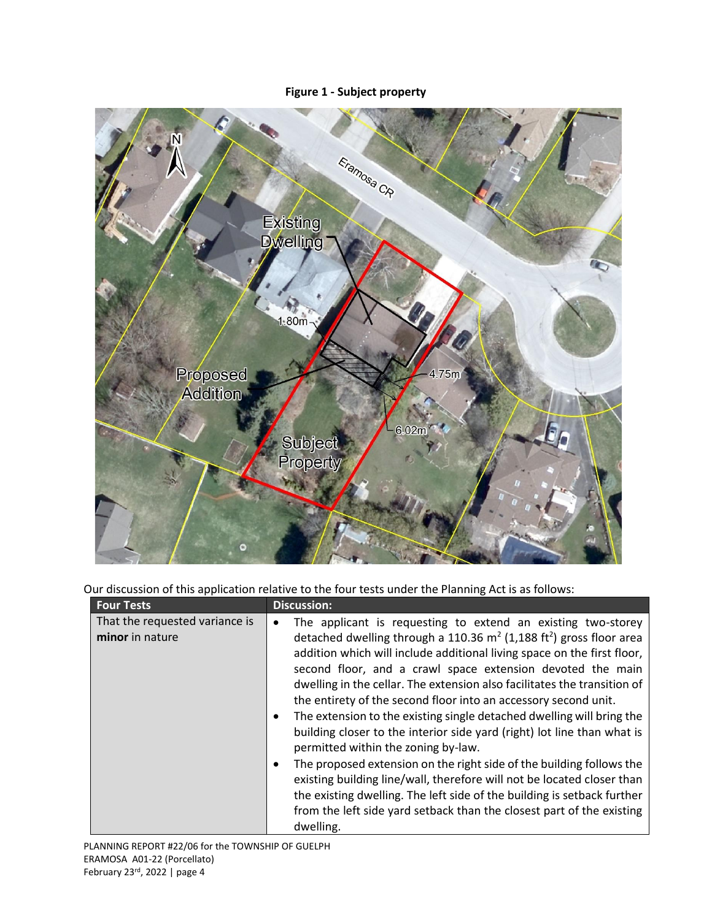**Figure 1 - Subject property**

Our discussion of this application relative to the four tests under the Planning Act is as follows:

| Four Tests | Discussion: |
|---|---|
| That the requested variance is **minor** in nature | • The applicant is requesting to extend an existing two-storey detached dwelling through a 110.36 $m^2$ (1,188 $ft^2$) gross floor area addition which will include additional living space on the first floor, second floor, and a crawl space extension devoted the main dwelling in the cellar. The extension also facilitates the transition of the entirety of the second floor into an accessory second unit.<br>• The extension to the existing single detached dwelling will bring the building closer to the interior side yard (right) lot line than what is permitted within the zoning by-law.<br>• The proposed extension on the right side of the building follows the existing building line/wall, therefore will not be located closer than the existing dwelling. The left side of the building is setback further from the left side yard setback than the closest part of the existing dwelling. |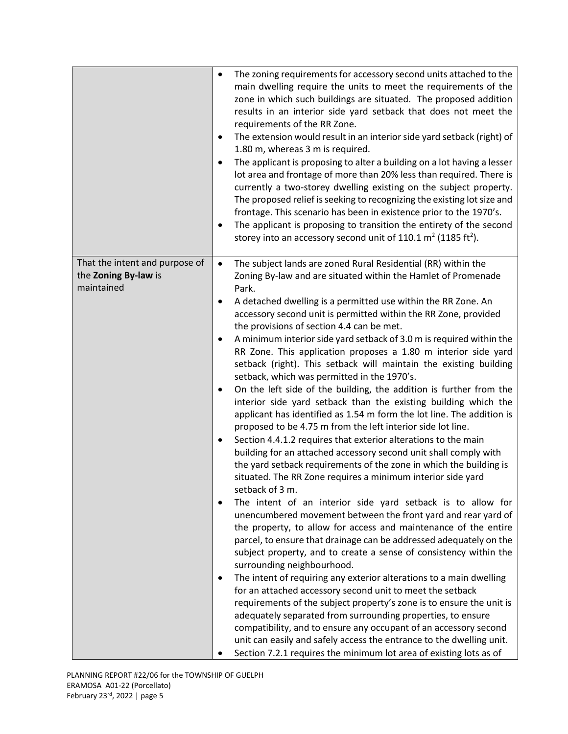| | |
|---|---|
| | • The zoning requirements for accessory second units attached to the main dwelling require the units to meet the requirements of the zone in which such buildings are situated. The proposed addition results in an interior side yard setback that does not meet the requirements of the RR Zone.<br>• The extension would result in an interior side yard setback (right) of 1.80 m, whereas 3 m is required.<br>• The applicant is proposing to alter a building on a lot having a lesser lot area and frontage of more than 20% less than required. There is currently a two-storey dwelling existing on the subject property. The proposed relief is seeking to recognizing the existing lot size and frontage. This scenario has been in existence prior to the 1970's.<br>• The applicant is proposing to transition the entirety of the second storey into an accessory second unit of 110.1 $m^2$ (1185 $ft^2$). |
| That the intent and purpose of the **Zoning By-law** is maintained | • The subject lands are zoned Rural Residential (RR) within the Zoning By-law and are situated within the Hamlet of Promenade Park.<br>• A detached dwelling is a permitted use within the RR Zone. An accessory second unit is permitted within the RR Zone, provided the provisions of section 4.4 can be met.<br>• A minimum interior side yard setback of 3.0 m is required within the RR Zone. This application proposes a 1.80 m interior side yard setback (right). This setback will maintain the existing building setback, which was permitted in the 1970's.<br>• On the left side of the building, the addition is further from the interior side yard setback than the existing building which the applicant has identified as 1.54 m form the lot line. The addition is proposed to be 4.75 m from the left interior side lot line.<br>• Section 4.4.1.2 requires that exterior alterations to the main building for an attached accessory second unit shall comply with the yard setback requirements of the zone in which the building is situated. The RR Zone requires a minimum interior side yard setback of 3 m.<br>• The intent of an interior side yard setback is to allow for unencumbered movement between the front yard and rear yard of the property, to allow for access and maintenance of the entire parcel, to ensure that drainage can be addressed adequately on the subject property, and to create a sense of consistency within the surrounding neighbourhood.<br>• The intent of requiring any exterior alterations to a main dwelling for an attached accessory second unit to meet the setback requirements of the subject property's zone is to ensure the unit is adequately separated from surrounding properties, to ensure compatibility, and to ensure any occupant of an accessory second unit can easily and safely access the entrance to the dwelling unit.<br>• Section 7.2.1 requires the minimum lot area of existing lots as of |

PLANNING REPORT #22/06 for the TOWNSHIP OF GUELPH ERAMOSA A01-22 (Porcellato)
February 23rd, 2022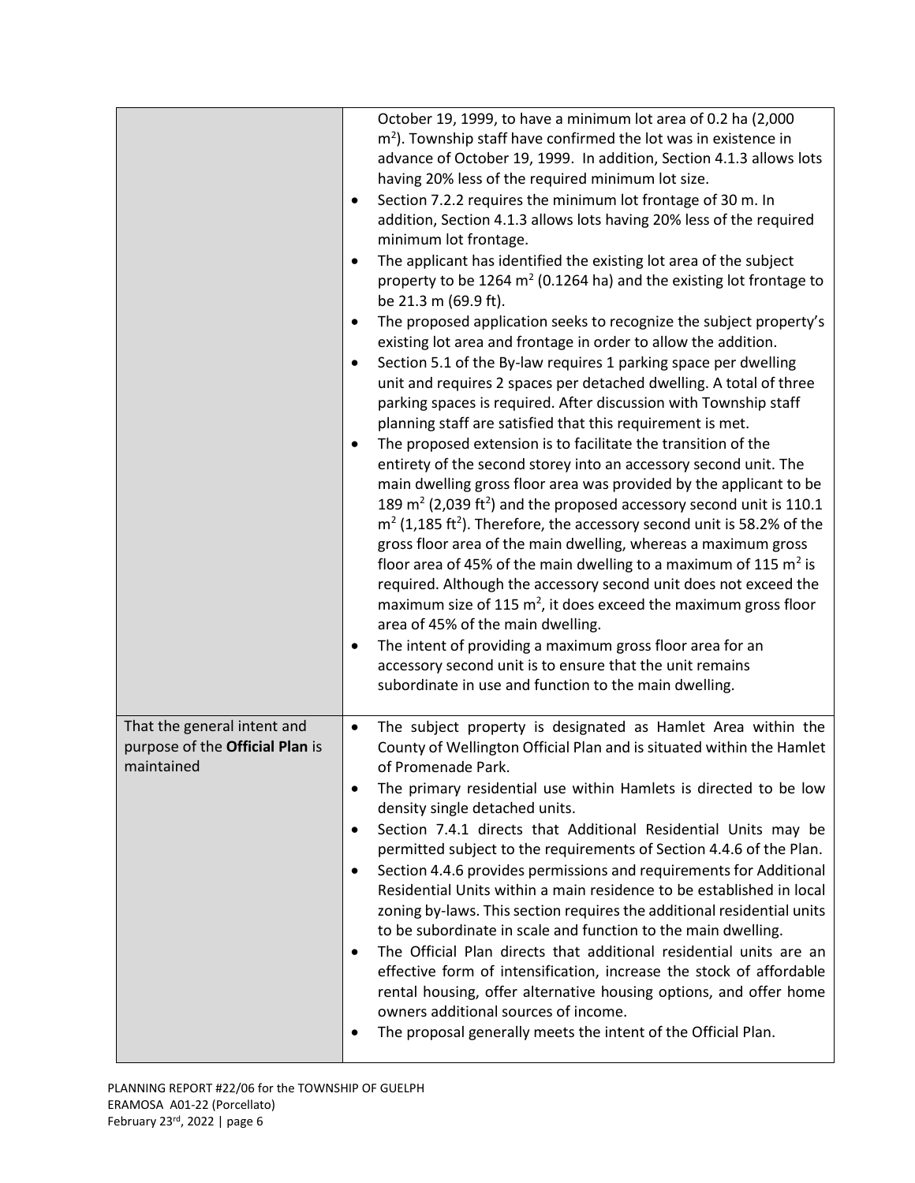| | |
|---|---|
| | October 19, 1999, to have a minimum lot area of 0.2 ha (2,000 $m^2$). Township staff have confirmed the lot was in existence in advance of October 19, 1999. In addition, Section 4.1.3 allows lots having 20% less of the required minimum lot size.<br>• Section 7.2.2 requires the minimum lot frontage of 30 m. In addition, Section 4.1.3 allows lots having 20% less of the required minimum lot frontage.<br>• The applicant has identified the existing lot area of the subject property to be 1264 $m^2$ (0.1264 ha) and the existing lot frontage to be 21.3 m (69.9 ft).<br>• The proposed application seeks to recognize the subject property's existing lot area and frontage in order to allow the addition.<br>• Section 5.1 of the By-law requires 1 parking space per dwelling unit and requires 2 spaces per detached dwelling. A total of three parking spaces is required. After discussion with Township staff planning staff are satisfied that this requirement is met.<br>• The proposed extension is to facilitate the transition of the entirety of the second storey into an accessory second unit. The main dwelling gross floor area was provided by the applicant to be 189 $m^2$ (2,039 $ft^2$) and the proposed accessory second unit is 110.1 $m^2$ (1,185 $ft^2$). Therefore, the accessory second unit is 58.2% of the gross floor area of the main dwelling, whereas a maximum gross floor area of 45% of the main dwelling to a maximum of 115 $m^2$ is required. Although the accessory second unit does not exceed the maximum size of 115 $m^2$, it does exceed the maximum gross floor area of 45% of the main dwelling.<br>• The intent of providing a maximum gross floor area for an accessory second unit is to ensure that the unit remains subordinate in use and function to the main dwelling. |
| That the general intent and purpose of the **Official Plan** is maintained | • The subject property is designated as Hamlet Area within the County of Wellington Official Plan and is situated within the Hamlet of Promenade Park.<br>• The primary residential use within Hamlets is directed to be low density single detached units.<br>• Section 7.4.1 directs that Additional Residential Units may be permitted subject to the requirements of Section 4.4.6 of the Plan.<br>• Section 4.4.6 provides permissions and requirements for Additional Residential Units within a main residence to be established in local zoning by-laws. This section requires the additional residential units to be subordinate in scale and function to the main dwelling.<br>• The Official Plan directs that additional residential units are an effective form of intensification, increase the stock of affordable rental housing, offer alternative housing options, and offer home owners additional sources of income.<br>• The proposal generally meets the intent of the Official Plan. |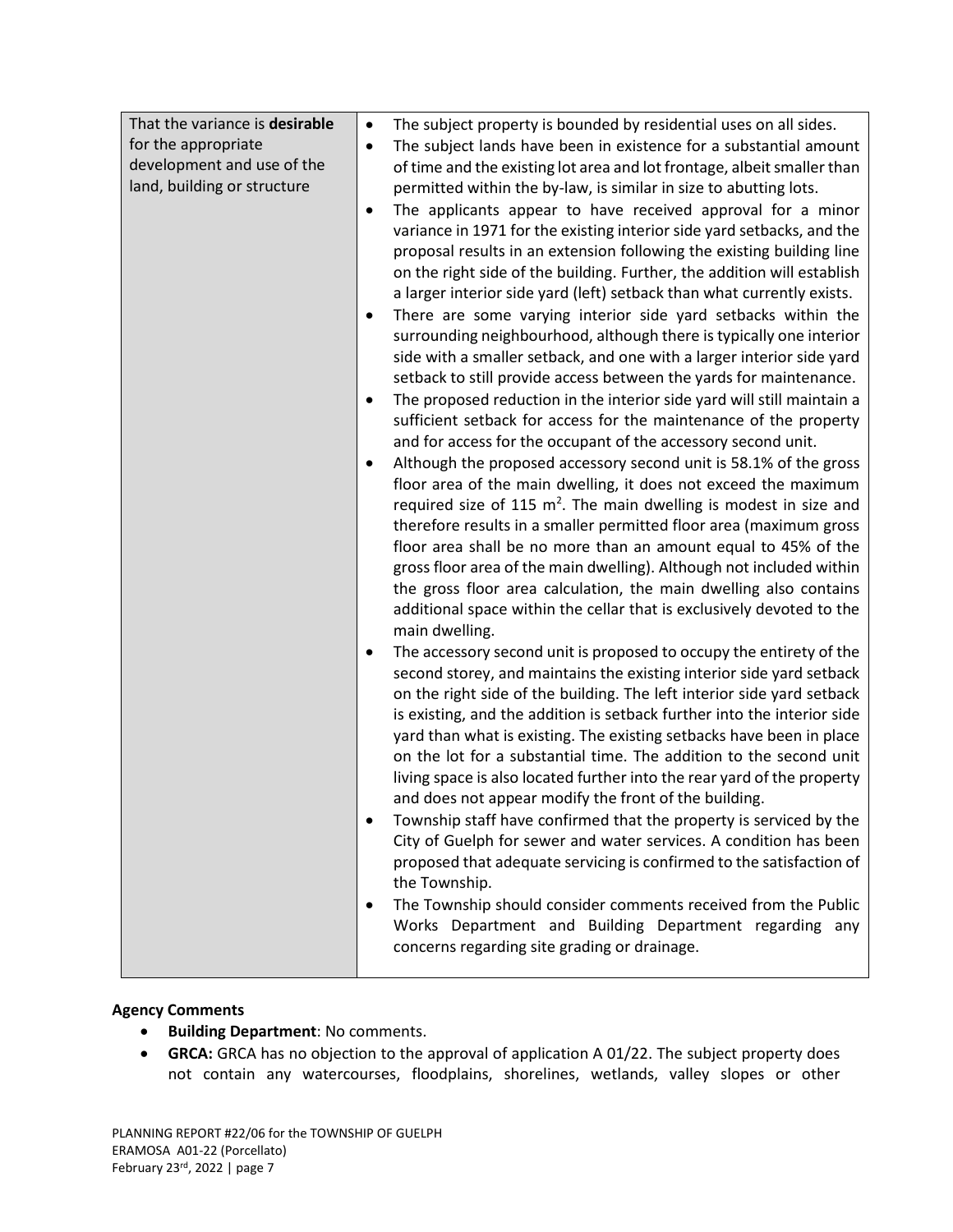| | |
|---|---|
| That the variance is **desirable** for the appropriate development and use of the land, building or structure | • The subject property is bounded by residential uses on all sides.<br>• The subject lands have been in existence for a substantial amount of time and the existing lot area and lot frontage, albeit smaller than permitted within the by-law, is similar in size to abutting lots.<br>• The applicants appear to have received approval for a minor variance in 1971 for the existing interior side yard setbacks, and the proposal results in an extension following the existing building line on the right side of the building. Further, the addition will establish a larger interior side yard (left) setback than what currently exists.<br>• There are some varying interior side yard setbacks within the surrounding neighbourhood, although there is typically one interior side with a smaller setback, and one with a larger interior side yard setback to still provide access between the yards for maintenance.<br>• The proposed reduction in the interior side yard will still maintain a sufficient setback for access for the maintenance of the property and for access for the occupant of the accessory second unit.<br>• Although the proposed accessory second unit is 58.1% of the gross floor area of the main dwelling, it does not exceed the maximum required size of 115 $m^2$. The main dwelling is modest in size and therefore results in a smaller permitted floor area (maximum gross floor area shall be no more than an amount equal to 45% of the gross floor area of the main dwelling). Although not included within the gross floor area calculation, the main dwelling also contains additional space within the cellar that is exclusively devoted to the main dwelling.<br>• The accessory second unit is proposed to occupy the entirety of the second storey, and maintains the existing interior side yard setback on the right side of the building. The left interior side yard setback is existing, and the addition is setback further into the interior side yard than what is existing. The existing setbacks have been in place on the lot for a substantial time. The addition to the second unit living space is also located further into the rear yard of the property and does not appear modify the front of the building.<br>• Township staff have confirmed that the property is serviced by the City of Guelph for sewer and water services. A condition has been proposed that adequate servicing is confirmed to the satisfaction of the Township.<br>• The Township should consider comments received from the Public Works Department and Building Department regarding any concerns regarding site grading or drainage. |

**Agency Comments**

- **Building Department**: No comments.
- **GRCA:** GRCA has no objection to the approval of application A 01/22. The subject property does not contain any watercourses, floodplains, shorelines, wetlands, valley slopes or other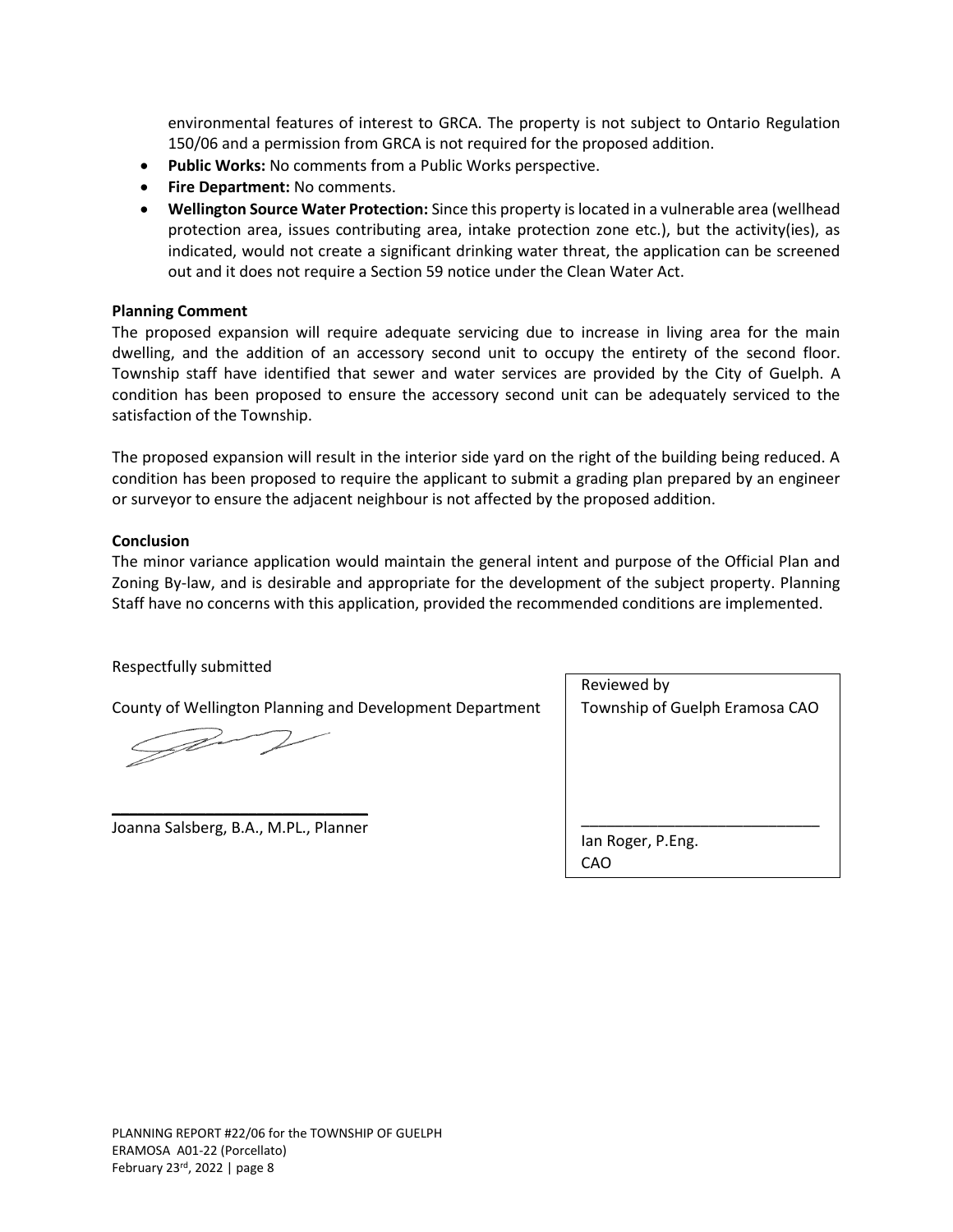environmental features of interest to GRCA. The property is not subject to Ontario Regulation 150/06 and a permission from GRCA is not required for the proposed addition.

- **Public Works:** No comments from a Public Works perspective.
- **Fire Department:** No comments.
- **Wellington Source Water Protection:** Since this property is located in a vulnerable area (wellhead protection area, issues contributing area, intake protection zone etc.), but the activity(ies), as indicated, would not create a significant drinking water threat, the application can be screened out and it does not require a Section 59 notice under the Clean Water Act.

**Planning Comment**

The proposed expansion will require adequate servicing due to increase in living area for the main dwelling, and the addition of an accessory second unit to occupy the entirety of the second floor. Township staff have identified that sewer and water services are provided by the City of Guelph. A condition has been proposed to ensure the accessory second unit can be adequately serviced to the satisfaction of the Township.

The proposed expansion will result in the interior side yard on the right of the building being reduced. A condition has been proposed to require the applicant to submit a grading plan prepared by an engineer or surveyor to ensure the adjacent neighbour is not affected by the proposed addition.

**Conclusion**

The minor variance application would maintain the general intent and purpose of the Official Plan and Zoning By-law, and is desirable and appropriate for the development of the subject property. Planning Staff have no concerns with this application, provided the recommended conditions are implemented.

Respectfully submitted

County of Wellington Planning and Development Department

Joanna Salsberg, B.A., M.PL., Planner

| Reviewed by Township of Guelph Eramosa CAO |
|---|
| Ian Roger, P.Eng. CAO |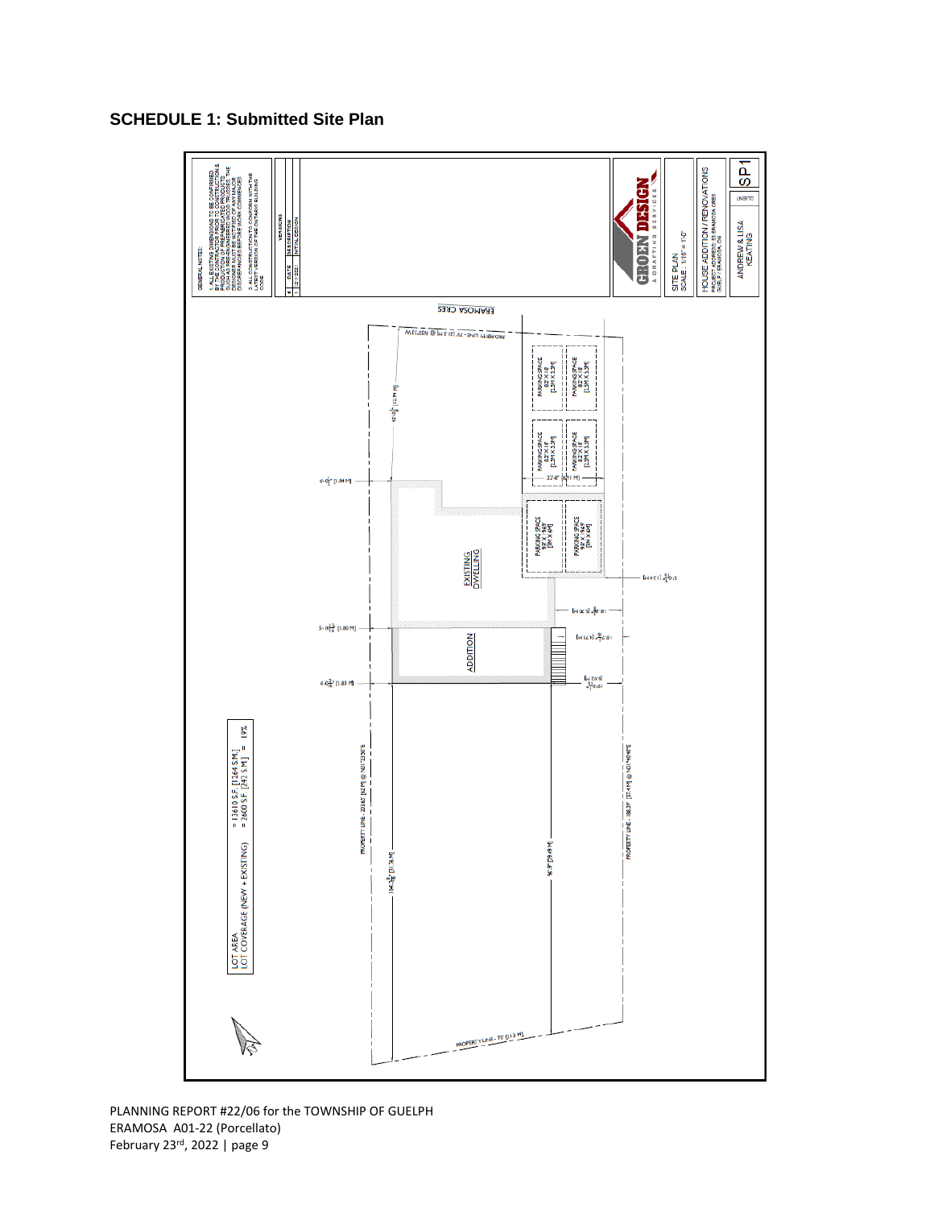## SCHEDULE 1: Submitted Site Plan

GENERAL NOTES:

1. ALL EXISTING DIMENSIONS TO BE CONFIRMED BY THE CONTRACTOR PRIOR TO CONSTRUCTION & PRODUCTION OF PREFABRICATED PRODUCTS SUCH AS PRE-ENGINEERED WOOD TRUSSES. THE DESIGNER MUST BE NOTIFIED OF ANY MAJOR DISCREPANCIES BEFORE WORK COMMENCES.
2. ALL CONSTRUCTION TO CONFORM WITH THE LATEST VERSION OF THE ONTARIO BUILDING CODE.

VERSIONS

| # | DATE | DESCRIPTION |
|---|---|---|
| 1 | 2-1-2021 | INITIAL DESIGN |

GROEN DESIGN & DRAFTING SERVICES

SITE PLAN
SCALE: 1/16" = 1'-0"

HOUSE ADDITION / RENOVATIONS
PROJECT ADDRESS: 53 ERAMOSA CRES
GUELPH ERAMOSA, ON

CLIENT
ANDREW & LISA KEATING

SP1

ERAMOSA CRES

PROPERTY LINE - 70' [21.3 M] @ N55°13'W

PARKING SPACE 8.2' X 18' [2.5M X 5.5M]

PARKING SPACE 8.2' X 18' [2.5M X 5.5M]

PARKING SPACE 8.2' X 18' [2.5M X 5.5M]

PARKING SPACE 8.2' X 18' [2.5M X 5.5M]

PARKING SPACE 9.8' X 19.6' [3M X 6M]

PARKING SPACE 9.8' X 19.6' [3M X 6M]

27'-8" [8.41 M]

42'-0 3/8" [12.79 M]

6'-0 1/2" [1.84 M]

EXISTING DWELLING

ADDITION

5'-11 13/16" [1.80 M]

6'-0 1/16" [1.83 M]

PROPERTY LINE - 203.6' [62 M] @ N31°23'30"E

PROPERTY LINE - 188.3' [57.4 M] @ N31°40'40"E

104'-8 1/2" [31.76 M]

96'-9" [29.49 M]

PROPERTY LINE - 70' [21.3 M]

LOT AREA = 13610 S.F. [1264 S.M.]
LOT COVERAGE (NEW + EXISTING) = 2600 S.F. [242 S.M.] = 19%